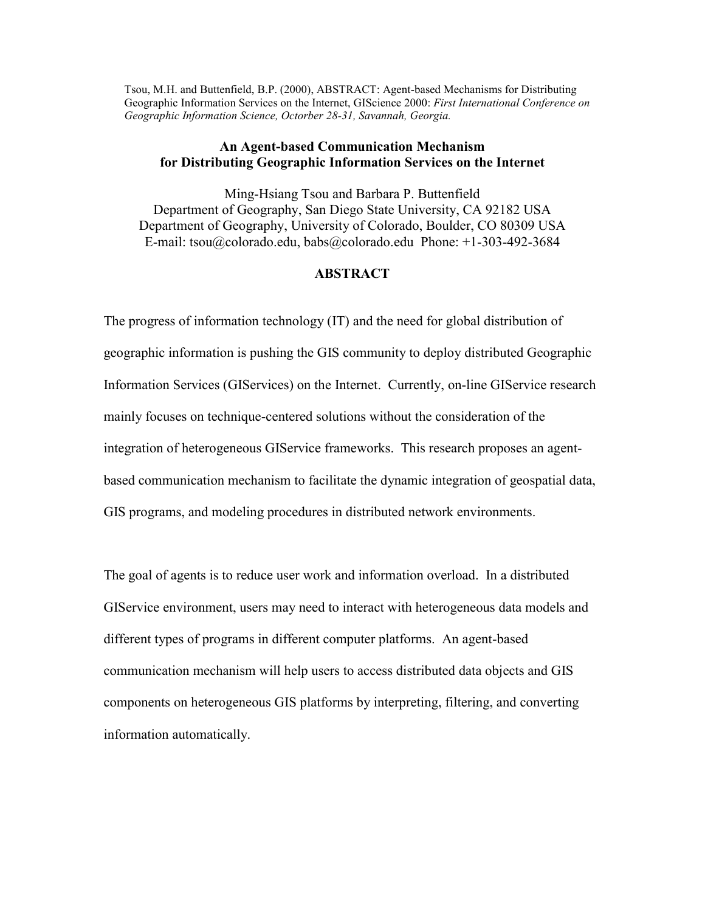Tsou, M.H. and Buttenfield, B.P. (2000), ABSTRACT: Agent-based Mechanisms for Distributing Geographic Information Services on the Internet, GIScience 2000: *First International Conference on Geographic Information Science, Octorber 28-31, Savannah, Georgia.*

# An Agent-based Communication Mechanism for Distributing Geographic Information Services on the Internet

Ming-Hsiang Tsou and Barbara P. Buttenfield
Department of Geography, San Diego State University, CA 92182 USA
Department of Geography, University of Colorado, Boulder, CO 80309 USA
E-mail: tsou@colorado.edu, babs@colorado.edu Phone: +1-303-492-3684

## ABSTRACT

The progress of information technology (IT) and the need for global distribution of geographic information is pushing the GIS community to deploy distributed Geographic Information Services (GIServices) on the Internet. Currently, on-line GIService research mainly focuses on technique-centered solutions without the consideration of the integration of heterogeneous GIService frameworks. This research proposes an agent-based communication mechanism to facilitate the dynamic integration of geospatial data, GIS programs, and modeling procedures in distributed network environments.

The goal of agents is to reduce user work and information overload. In a distributed GIService environment, users may need to interact with heterogeneous data models and different types of programs in different computer platforms. An agent-based communication mechanism will help users to access distributed data objects and GIS components on heterogeneous GIS platforms by interpreting, filtering, and converting information automatically.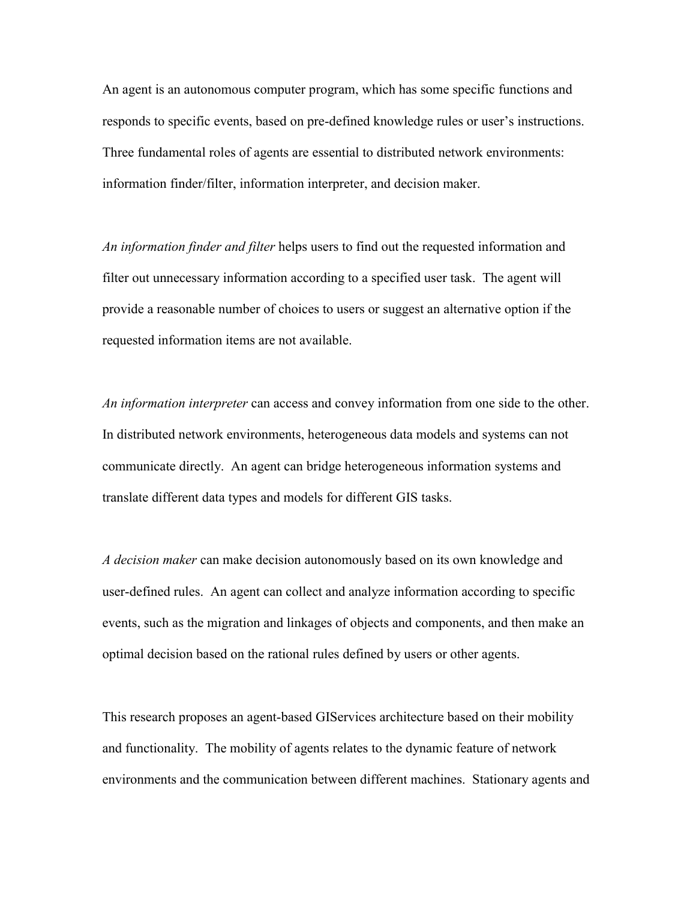An agent is an autonomous computer program, which has some specific functions and responds to specific events, based on pre-defined knowledge rules or user's instructions. Three fundamental roles of agents are essential to distributed network environments: information finder/filter, information interpreter, and decision maker.

*An information finder and filter* helps users to find out the requested information and filter out unnecessary information according to a specified user task. The agent will provide a reasonable number of choices to users or suggest an alternative option if the requested information items are not available.

*An information interpreter* can access and convey information from one side to the other. In distributed network environments, heterogeneous data models and systems can not communicate directly. An agent can bridge heterogeneous information systems and translate different data types and models for different GIS tasks.

*A decision maker* can make decision autonomously based on its own knowledge and user-defined rules. An agent can collect and analyze information according to specific events, such as the migration and linkages of objects and components, and then make an optimal decision based on the rational rules defined by users or other agents.

This research proposes an agent-based GIServices architecture based on their mobility and functionality. The mobility of agents relates to the dynamic feature of network environments and the communication between different machines. Stationary agents and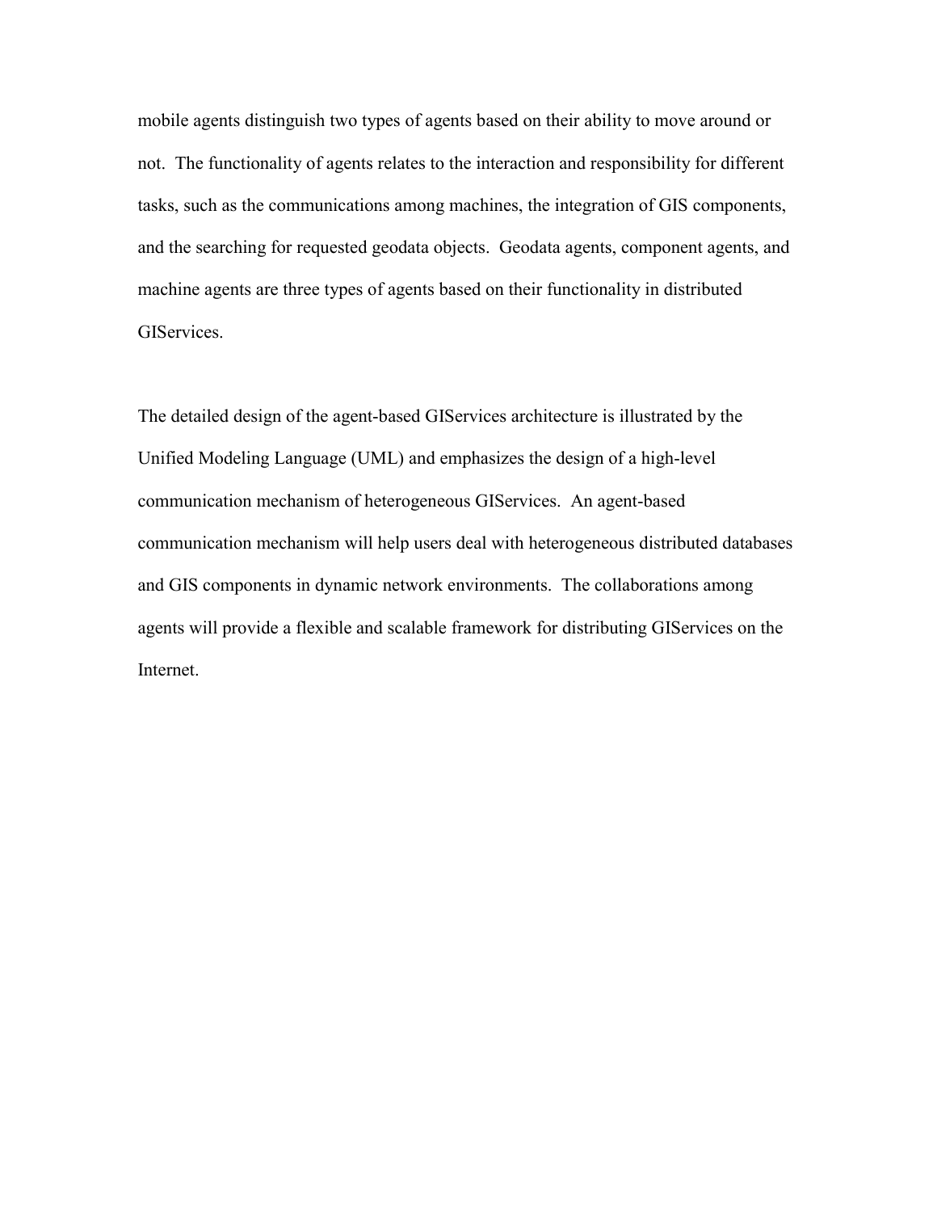mobile agents distinguish two types of agents based on their ability to move around or not. The functionality of agents relates to the interaction and responsibility for different tasks, such as the communications among machines, the integration of GIS components, and the searching for requested geodata objects. Geodata agents, component agents, and machine agents are three types of agents based on their functionality in distributed GIServices.

The detailed design of the agent-based GIServices architecture is illustrated by the Unified Modeling Language (UML) and emphasizes the design of a high-level communication mechanism of heterogeneous GIServices. An agent-based communication mechanism will help users deal with heterogeneous distributed databases and GIS components in dynamic network environments. The collaborations among agents will provide a flexible and scalable framework for distributing GIServices on the Internet.